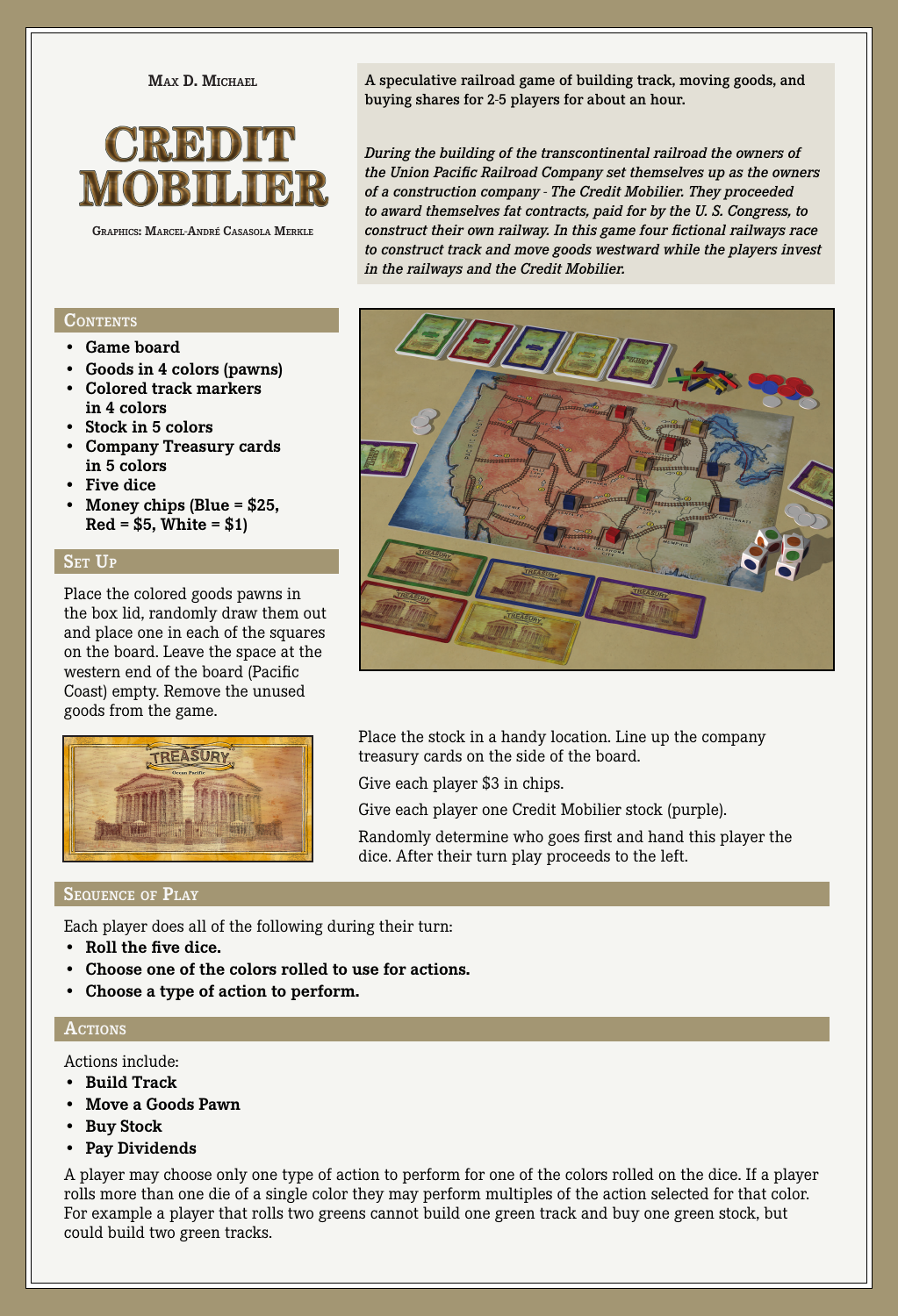Max D. Michael

# CREDIT MOBILIER

Graphics: Marcel-André Casasola Merkle

**A speculative railroad game of building track, moving goods, and buying shares for 2-5 players for about an hour.**

*During the building of the transcontinental railroad the owners of the Union Pacific Railroad Company set themselves up as the owners of a construction company - The Credit Mobilier. They proceeded to award themselves fat contracts, paid for by the U. S. Congress, to construct their own railway. In this game four fictional railways race to construct track and move goods westward while the players invest in the railways and the Credit Mobilier.*

## Contents

- **Game board**
- **Goods in 4 colors (pawns)**
- **Colored track markers in 4 colors**
- **Stock in 5 colors**
- **Company Treasury cards in 5 colors**
- **Five dice**
- **Money chips (Blue = $25, Red = $5, White = $1)**

## Set Up

Place the colored goods pawns in the box lid, randomly draw them out and place one in each of the squares on the board. Leave the space at the western end of the board (Pacific Coast) empty. Remove the unused goods from the game.

Place the stock in a handy location. Line up the company treasury cards on the side of the board.

Give each player $3 in chips.

Give each player one Credit Mobilier stock (purple).

Randomly determine who goes first and hand this player the dice. After their turn play proceeds to the left.

## Sequence of Play

Each player does all of the following during their turn:

- **Roll the five dice.**
- **Choose one of the colors rolled to use for actions.**
- **Choose a type of action to perform.**

## Actions

Actions include:

- **Build Track**
- **Move a Goods Pawn**
- **Buy Stock**
- **Pay Dividends**

A player may choose only one type of action to perform for one of the colors rolled on the dice. If a player rolls more than one die of a single color they may perform multiples of the action selected for that color. For example a player that rolls two greens cannot build one green track and buy one green stock, but could build two green tracks.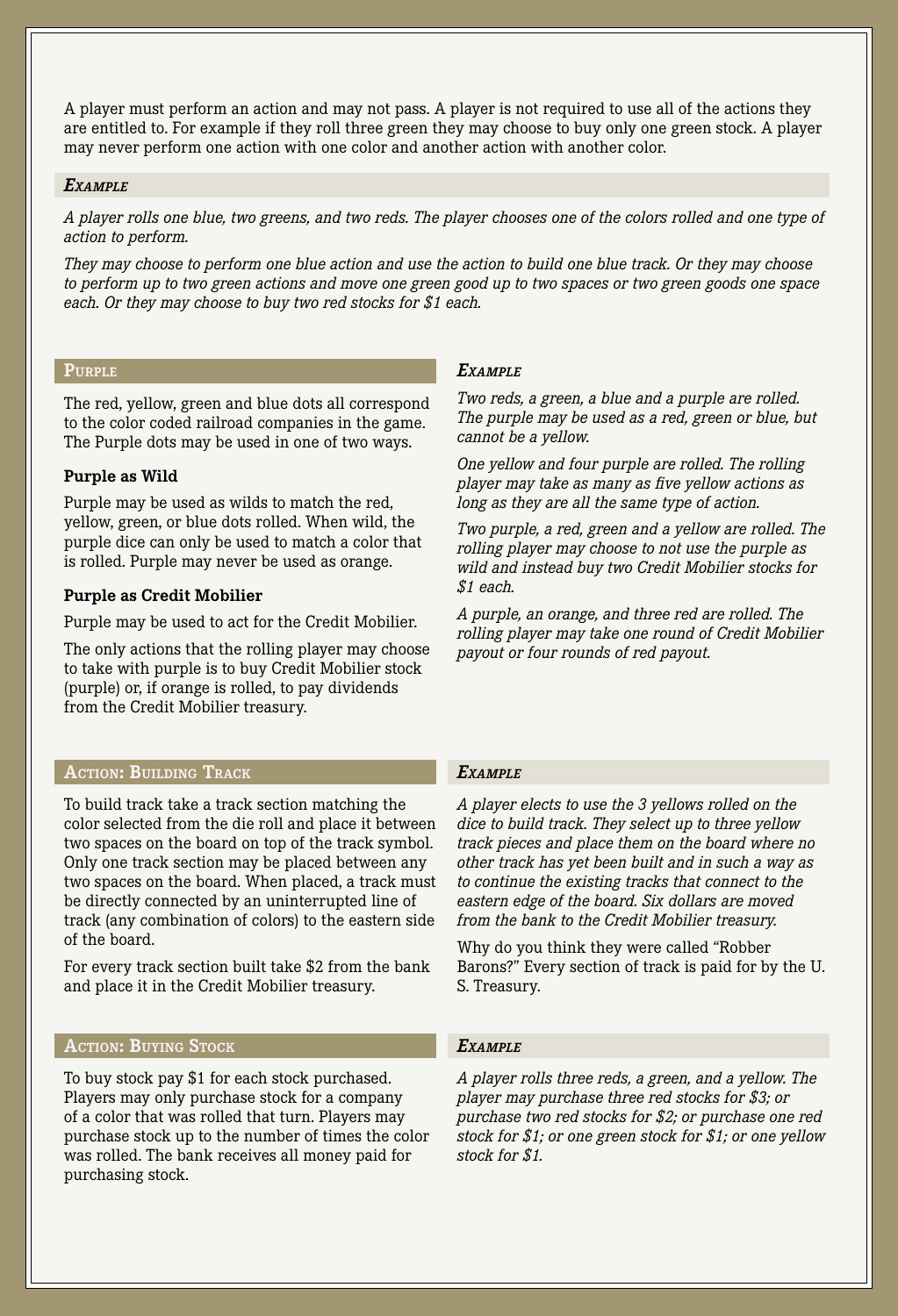A player must perform an action and may not pass. A player is not required to use all of the actions they are entitled to. For example if they roll three green they may choose to buy only one green stock. A player may never perform one action with one color and another action with another color.

### *Example*

*A player rolls one blue, two greens, and two reds. The player chooses one of the colors rolled and one type of action to perform.*

*They may choose to perform one blue action and use the action to build one blue track. Or they may choose to perform up to two green actions and move one green good up to two spaces or two green goods one space each. Or they may choose to buy two red stocks for $1 each.*

## Purple

The red, yellow, green and blue dots all correspond to the color coded railroad companies in the game. The Purple dots may be used in one of two ways.

### Purple as Wild

Purple may be used as wilds to match the red, yellow, green, or blue dots rolled. When wild, the purple dice can only be used to match a color that is rolled. Purple may never be used as orange.

### Purple as Credit Mobilier

Purple may be used to act for the Credit Mobilier.

The only actions that the rolling player may choose to take with purple is to buy Credit Mobilier stock (purple) or, if orange is rolled, to pay dividends from the Credit Mobilier treasury.

### *Example*

*Two reds, a green, a blue and a purple are rolled. The purple may be used as a red, green or blue, but cannot be a yellow.*

*One yellow and four purple are rolled. The rolling player may take as many as five yellow actions as long as they are all the same type of action.*

*Two purple, a red, green and a yellow are rolled. The rolling player may choose to not use the purple as wild and instead buy two Credit Mobilier stocks for $1 each.*

*A purple, an orange, and three red are rolled. The rolling player may take one round of Credit Mobilier payout or four rounds of red payout.*

## Action: Building Track

To build track take a track section matching the color selected from the die roll and place it between two spaces on the board on top of the track symbol. Only one track section may be placed between any two spaces on the board. When placed, a track must be directly connected by an uninterrupted line of track (any combination of colors) to the eastern side of the board.

For every track section built take $2 from the bank and place it in the Credit Mobilier treasury.

### *Example*

*A player elects to use the 3 yellows rolled on the dice to build track. They select up to three yellow track pieces and place them on the board where no other track has yet been built and in such a way as to continue the existing tracks that connect to the eastern edge of the board. Six dollars are moved from the bank to the Credit Mobilier treasury.*

Why do you think they were called "Robber Barons?" Every section of track is paid for by the U. S. Treasury.

## Action: Buying Stock

To buy stock pay $1 for each stock purchased. Players may only purchase stock for a company of a color that was rolled that turn. Players may purchase stock up to the number of times the color was rolled. The bank receives all money paid for purchasing stock.

### *Example*

*A player rolls three reds, a green, and a yellow. The player may purchase three red stocks for $3; or purchase two red stocks for $2; or purchase one red stock for $1; or one green stock for $1; or one yellow stock for $1.*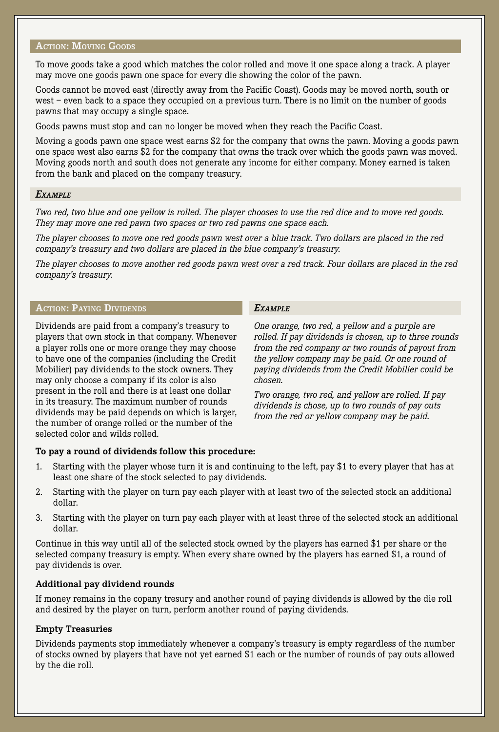## Action: Moving Goods

To move goods take a good which matches the color rolled and move it one space along a track. A player may move one goods pawn one space for every die showing the color of the pawn.

Goods cannot be moved east (directly away from the Pacific Coast). Goods may be moved north, south or west – even back to a space they occupied on a previous turn. There is no limit on the number of goods pawns that may occupy a single space.

Goods pawns must stop and can no longer be moved when they reach the Pacific Coast.

Moving a goods pawn one space west earns $2 for the company that owns the pawn. Moving a goods pawn one space west also earns $2 for the company that owns the track over which the goods pawn was moved. Moving goods north and south does not generate any income for either company. Money earned is taken from the bank and placed on the company treasury.

### *Example*

*Two red, two blue and one yellow is rolled. The player chooses to use the red dice and to move red goods. They may move one red pawn two spaces or two red pawns one space each.*

*The player chooses to move one red goods pawn west over a blue track. Two dollars are placed in the red company's treasury and two dollars are placed in the blue company's treasury.*

*The player chooses to move another red goods pawn west over a red track. Four dollars are placed in the red company's treasury.*

## Action: Paying Dividends

Dividends are paid from a company's treasury to players that own stock in that company. Whenever a player rolls one or more orange they may choose to have one of the companies (including the Credit Mobilier) pay dividends to the stock owners. They may only choose a company if its color is also present in the roll and there is at least one dollar in its treasury. The maximum number of rounds dividends may be paid depends on which is larger, the number of orange rolled or the number of the selected color and wilds rolled.

### *Example*

*One orange, two red, a yellow and a purple are rolled. If pay dividends is chosen, up to three rounds from the red company or two rounds of payout from the yellow company may be paid. Or one round of paying dividends from the Credit Mobilier could be chosen.*

*Two orange, two red, and yellow are rolled. If pay dividends is chose, up to two rounds of pay outs from the red or yellow company may be paid.*

**To pay a round of dividends follow this procedure:**

1. Starting with the player whose turn it is and continuing to the left, pay $1 to every player that has at least one share of the stock selected to pay dividends.
2. Starting with the player on turn pay each player with at least two of the selected stock an additional dollar.
3. Starting with the player on turn pay each player with at least three of the selected stock an additional dollar.

Continue in this way until all of the selected stock owned by the players has earned $1 per share or the selected company treasury is empty. When every share owned by the players has earned $1, a round of pay dividends is over.

**Additional pay dividend rounds**

If money remains in the copany tresury and another round of paying dividends is allowed by the die roll and desired by the player on turn, perform another round of paying dividends.

**Empty Treasuries**

Dividends payments stop immediately whenever a company's treasury is empty regardless of the number of stocks owned by players that have not yet earned $1 each or the number of rounds of pay outs allowed by the die roll.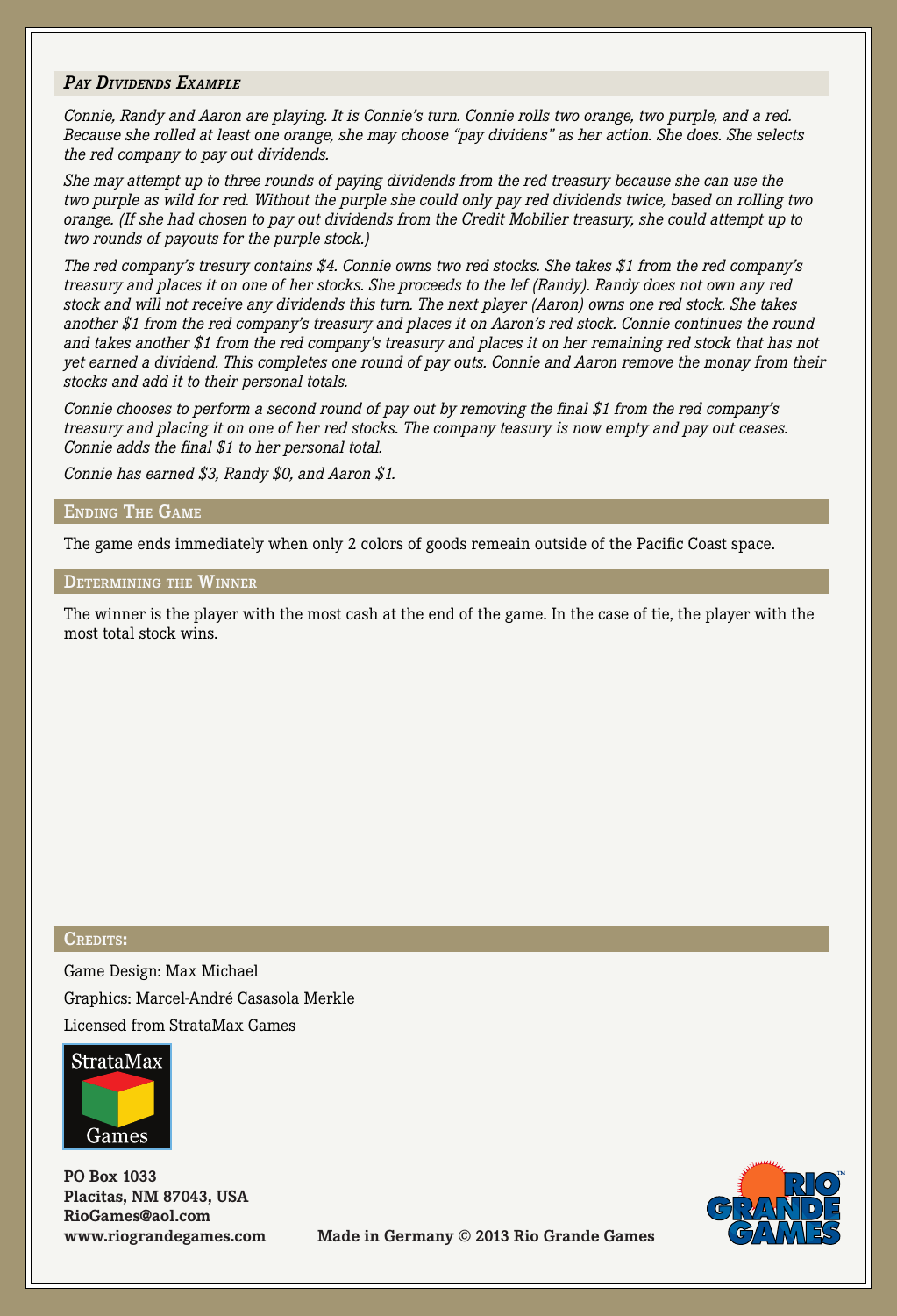### *Pay Dividends Example*

*Connie, Randy and Aaron are playing. It is Connie's turn. Connie rolls two orange, two purple, and a red. Because she rolled at least one orange, she may choose "pay dividens" as her action. She does. She selects the red company to pay out dividends.*

*She may attempt up to three rounds of paying dividends from the red treasury because she can use the two purple as wild for red. Without the purple she could only pay red dividends twice, based on rolling two orange. (If she had chosen to pay out dividends from the Credit Mobilier treasury, she could attempt up to two rounds of payouts for the purple stock.)*

*The red company's tresury contains $4. Connie owns two red stocks. She takes $1 from the red company's treasury and places it on one of her stocks. She proceeds to the lef (Randy). Randy does not own any red stock and will not receive any dividends this turn. The next player (Aaron) owns one red stock. She takes another $1 from the red company's treasury and places it on Aaron's red stock. Connie continues the round and takes another $1 from the red company's treasury and places it on her remaining red stock that has not yet earned a dividend. This completes one round of pay outs. Connie and Aaron remove the monay from their stocks and add it to their personal totals.*

*Connie chooses to perform a second round of pay out by removing the final $1 from the red company's treasury and placing it on one of her red stocks. The company teasury is now empty and pay out ceases. Connie adds the final $1 to her personal total.*

*Connie has earned $3, Randy $0, and Aaron $1.*

## Ending The Game

The game ends immediately when only 2 colors of goods remeain outside of the Pacific Coast space.

## Determining the Winner

The winner is the player with the most cash at the end of the game. In the case of tie, the player with the most total stock wins.

## Credits:

Game Design: Max Michael

Graphics: Marcel-André Casasola Merkle

Licensed from StrataMax Games

StrataMax Games

**PO Box 1033**
**Placitas, NM 87043, USA**
**RioGames@aol.com**
**www.riograndegames.com**

**Made in Germany © 2013 Rio Grande Games**

RIO GRANDE GAMES